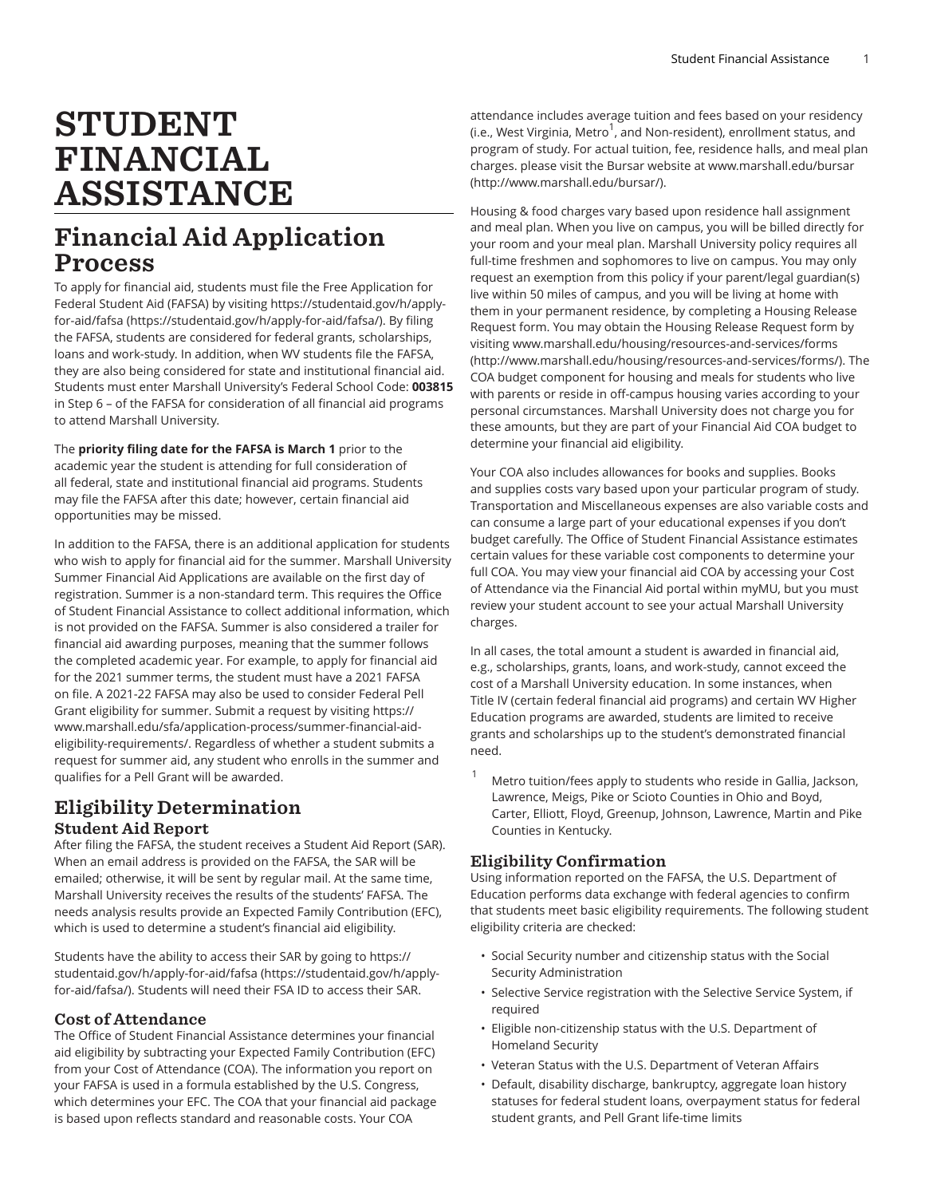# STUDENT FINANCIAL ASSISTANCE

## Financial Aid Application Process

To apply for financial aid, students must file the Free Application for Federal Student Aid (FAFSA) by visiting https://studentaid.gov/h/apply-for-aid/fafsa (https://studentaid.gov/h/apply-for-aid/fafsa/). By filing the FAFSA, students are considered for federal grants, scholarships, loans and work-study. In addition, when WV students file the FAFSA, they are also being considered for state and institutional financial aid. Students must enter Marshall University's Federal School Code: **003815** in Step 6 – of the FAFSA for consideration of all financial aid programs to attend Marshall University.

The **priority filing date for the FAFSA is March 1** prior to the academic year the student is attending for full consideration of all federal, state and institutional financial aid programs. Students may file the FAFSA after this date; however, certain financial aid opportunities may be missed.

In addition to the FAFSA, there is an additional application for students who wish to apply for financial aid for the summer. Marshall University Summer Financial Aid Applications are available on the first day of registration. Summer is a non-standard term. This requires the Office of Student Financial Assistance to collect additional information, which is not provided on the FAFSA. Summer is also considered a trailer for financial aid awarding purposes, meaning that the summer follows the completed academic year. For example, to apply for financial aid for the 2021 summer terms, the student must have a 2021 FAFSA on file. A 2021-22 FAFSA may also be used to consider Federal Pell Grant eligibility for summer. Submit a request by visiting https://www.marshall.edu/sfa/application-process/summer-financial-aid-eligibility-requirements/. Regardless of whether a student submits a request for summer aid, any student who enrolls in the summer and qualifies for a Pell Grant will be awarded.

## Eligibility Determination

### Student Aid Report

After filing the FAFSA, the student receives a Student Aid Report (SAR). When an email address is provided on the FAFSA, the SAR will be emailed; otherwise, it will be sent by regular mail. At the same time, Marshall University receives the results of the students' FAFSA. The needs analysis results provide an Expected Family Contribution (EFC), which is used to determine a student's financial aid eligibility.

Students have the ability to access their SAR by going to https://studentaid.gov/h/apply-for-aid/fafsa (https://studentaid.gov/h/apply-for-aid/fafsa/). Students will need their FSA ID to access their SAR.

### Cost of Attendance

The Office of Student Financial Assistance determines your financial aid eligibility by subtracting your Expected Family Contribution (EFC) from your Cost of Attendance (COA). The information you report on your FAFSA is used in a formula established by the U.S. Congress, which determines your EFC. The COA that your financial aid package is based upon reflects standard and reasonable costs. Your COA attendance includes average tuition and fees based on your residency (i.e., West Virginia, Metro[1], and Non-resident), enrollment status, and program of study. For actual tuition, fee, residence halls, and meal plan charges. please visit the Bursar website at www.marshall.edu/bursar (http://www.marshall.edu/bursar/).

Housing & food charges vary based upon residence hall assignment and meal plan. When you live on campus, you will be billed directly for your room and your meal plan. Marshall University policy requires all full-time freshmen and sophomores to live on campus. You may only request an exemption from this policy if your parent/legal guardian(s) live within 50 miles of campus, and you will be living at home with them in your permanent residence, by completing a Housing Release Request form. You may obtain the Housing Release Request form by visiting www.marshall.edu/housing/resources-and-services/forms (http://www.marshall.edu/housing/resources-and-services/forms/). The COA budget component for housing and meals for students who live with parents or reside in off-campus housing varies according to your personal circumstances. Marshall University does not charge you for these amounts, but they are part of your Financial Aid COA budget to determine your financial aid eligibility.

Your COA also includes allowances for books and supplies. Books and supplies costs vary based upon your particular program of study. Transportation and Miscellaneous expenses are also variable costs and can consume a large part of your educational expenses if you don't budget carefully. The Office of Student Financial Assistance estimates certain values for these variable cost components to determine your full COA. You may view your financial aid COA by accessing your Cost of Attendance via the Financial Aid portal within myMU, but you must review your student account to see your actual Marshall University charges.

In all cases, the total amount a student is awarded in financial aid, e.g., scholarships, grants, loans, and work-study, cannot exceed the cost of a Marshall University education. In some instances, when Title IV (certain federal financial aid programs) and certain WV Higher Education programs are awarded, students are limited to receive grants and scholarships up to the student's demonstrated financial need.

[1] Metro tuition/fees apply to students who reside in Gallia, Jackson, Lawrence, Meigs, Pike or Scioto Counties in Ohio and Boyd, Carter, Elliott, Floyd, Greenup, Johnson, Lawrence, Martin and Pike Counties in Kentucky.

### Eligibility Confirmation

Using information reported on the FAFSA, the U.S. Department of Education performs data exchange with federal agencies to confirm that students meet basic eligibility requirements. The following student eligibility criteria are checked:

- Social Security number and citizenship status with the Social Security Administration
- Selective Service registration with the Selective Service System, if required
- Eligible non-citizenship status with the U.S. Department of Homeland Security
- Veteran Status with the U.S. Department of Veteran Affairs
- Default, disability discharge, bankruptcy, aggregate loan history statuses for federal student loans, overpayment status for federal student grants, and Pell Grant life-time limits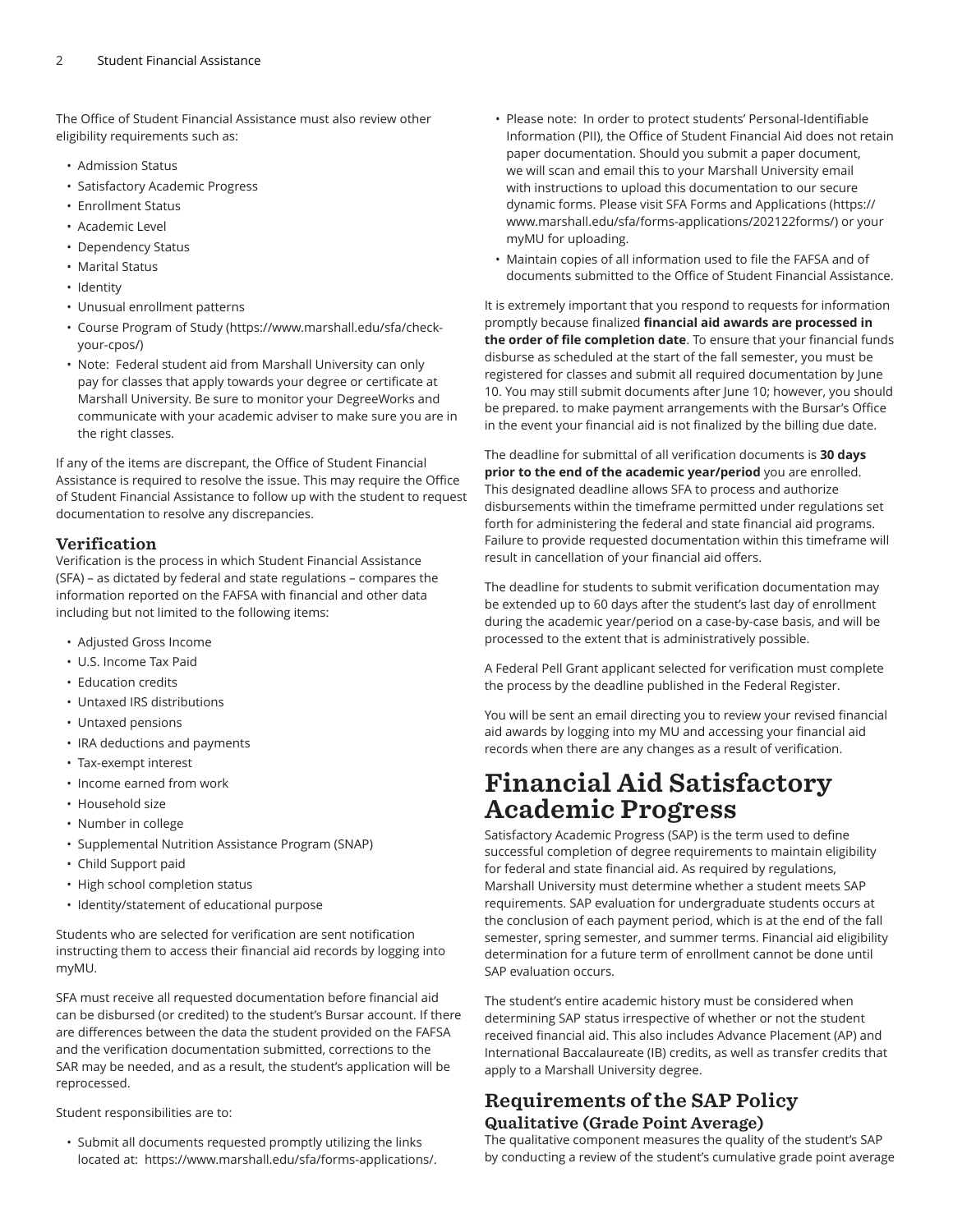The Office of Student Financial Assistance must also review other eligibility requirements such as:

- Admission Status
- Satisfactory Academic Progress
- Enrollment Status
- Academic Level
- Dependency Status
- Marital Status
- Identity
- Unusual enrollment patterns
- Course Program of Study (https://www.marshall.edu/sfa/check-your-cpos/)
- Note: Federal student aid from Marshall University can only pay for classes that apply towards your degree or certificate at Marshall University. Be sure to monitor your DegreeWorks and communicate with your academic adviser to make sure you are in the right classes.

If any of the items are discrepant, the Office of Student Financial Assistance is required to resolve the issue. This may require the Office of Student Financial Assistance to follow up with the student to request documentation to resolve any discrepancies.

### Verification

Verification is the process in which Student Financial Assistance (SFA) – as dictated by federal and state regulations – compares the information reported on the FAFSA with financial and other data including but not limited to the following items:

- Adjusted Gross Income
- U.S. Income Tax Paid
- Education credits
- Untaxed IRS distributions
- Untaxed pensions
- IRA deductions and payments
- Tax-exempt interest
- Income earned from work
- Household size
- Number in college
- Supplemental Nutrition Assistance Program (SNAP)
- Child Support paid
- High school completion status
- Identity/statement of educational purpose

Students who are selected for verification are sent notification instructing them to access their financial aid records by logging into myMU.

SFA must receive all requested documentation before financial aid can be disbursed (or credited) to the student's Bursar account. If there are differences between the data the student provided on the FAFSA and the verification documentation submitted, corrections to the SAR may be needed, and as a result, the student's application will be reprocessed.

Student responsibilities are to:

- Submit all documents requested promptly utilizing the links located at: https://www.marshall.edu/sfa/forms-applications/.
- Please note: In order to protect students' Personal-Identifiable Information (PII), the Office of Student Financial Aid does not retain paper documentation. Should you submit a paper document, we will scan and email this to your Marshall University email with instructions to upload this documentation to our secure dynamic forms. Please visit SFA Forms and Applications (https://www.marshall.edu/sfa/forms-applications/202122forms/) or your myMU for uploading.
- Maintain copies of all information used to file the FAFSA and of documents submitted to the Office of Student Financial Assistance.

It is extremely important that you respond to requests for information promptly because finalized **financial aid awards are processed in the order of file completion date**. To ensure that your financial funds disburse as scheduled at the start of the fall semester, you must be registered for classes and submit all required documentation by June 10. You may still submit documents after June 10; however, you should be prepared. to make payment arrangements with the Bursar's Office in the event your financial aid is not finalized by the billing due date.

The deadline for submittal of all verification documents is **30 days prior to the end of the academic year/period** you are enrolled. This designated deadline allows SFA to process and authorize disbursements within the timeframe permitted under regulations set forth for administering the federal and state financial aid programs. Failure to provide requested documentation within this timeframe will result in cancellation of your financial aid offers.

The deadline for students to submit verification documentation may be extended up to 60 days after the student's last day of enrollment during the academic year/period on a case-by-case basis, and will be processed to the extent that is administratively possible.

A Federal Pell Grant applicant selected for verification must complete the process by the deadline published in the Federal Register.

You will be sent an email directing you to review your revised financial aid awards by logging into my MU and accessing your financial aid records when there are any changes as a result of verification.

# Financial Aid Satisfactory Academic Progress

Satisfactory Academic Progress (SAP) is the term used to define successful completion of degree requirements to maintain eligibility for federal and state financial aid. As required by regulations, Marshall University must determine whether a student meets SAP requirements. SAP evaluation for undergraduate students occurs at the conclusion of each payment period, which is at the end of the fall semester, spring semester, and summer terms. Financial aid eligibility determination for a future term of enrollment cannot be done until SAP evaluation occurs.

The student's entire academic history must be considered when determining SAP status irrespective of whether or not the student received financial aid. This also includes Advance Placement (AP) and International Baccalaureate (IB) credits, as well as transfer credits that apply to a Marshall University degree.

## Requirements of the SAP Policy

### Qualitative (Grade Point Average)

The qualitative component measures the quality of the student's SAP by conducting a review of the student's cumulative grade point average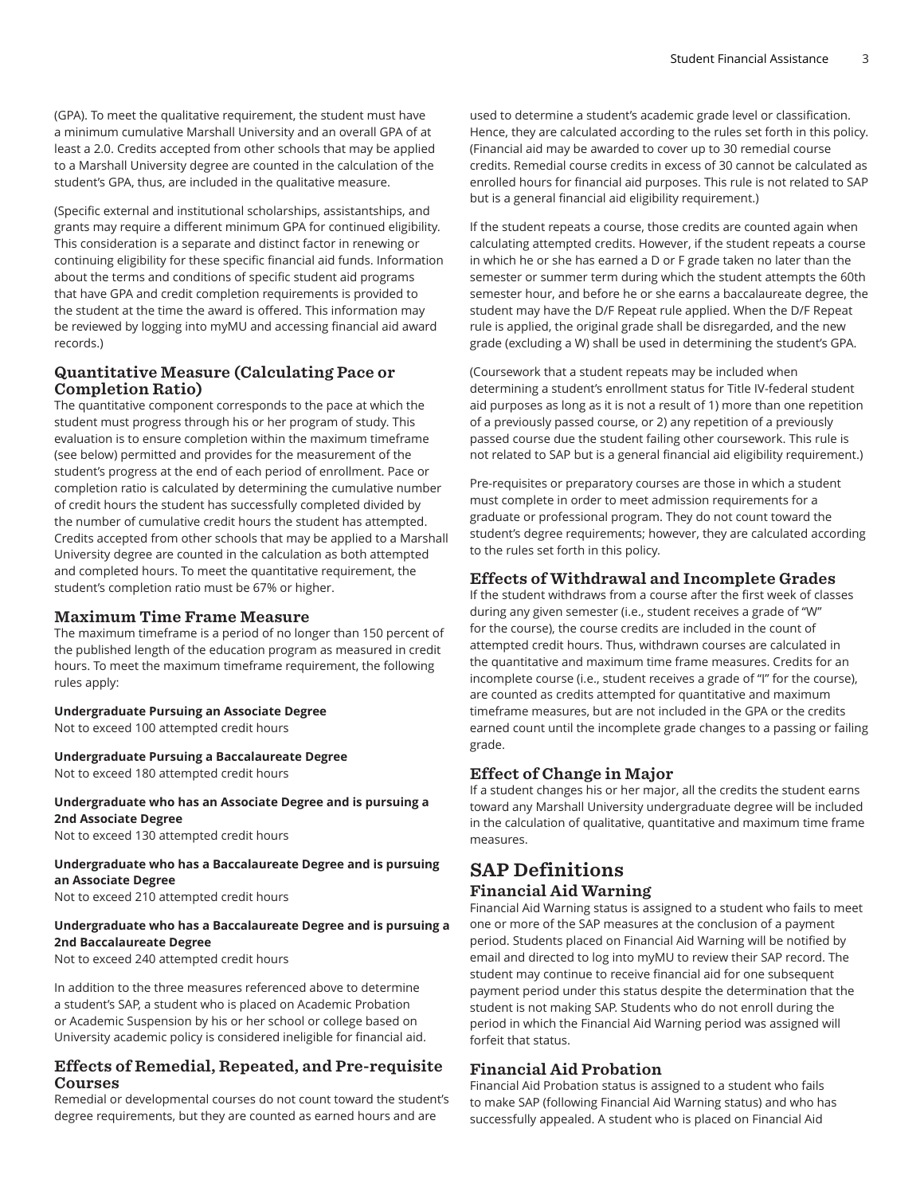(GPA). To meet the qualitative requirement, the student must have a minimum cumulative Marshall University and an overall GPA of at least a 2.0. Credits accepted from other schools that may be applied to a Marshall University degree are counted in the calculation of the student's GPA, thus, are included in the qualitative measure.

(Specific external and institutional scholarships, assistantships, and grants may require a different minimum GPA for continued eligibility. This consideration is a separate and distinct factor in renewing or continuing eligibility for these specific financial aid funds. Information about the terms and conditions of specific student aid programs that have GPA and credit completion requirements is provided to the student at the time the award is offered. This information may be reviewed by logging into myMU and accessing financial aid award records.)

### Quantitative Measure (Calculating Pace or Completion Ratio)

The quantitative component corresponds to the pace at which the student must progress through his or her program of study. This evaluation is to ensure completion within the maximum timeframe (see below) permitted and provides for the measurement of the student's progress at the end of each period of enrollment. Pace or completion ratio is calculated by determining the cumulative number of credit hours the student has successfully completed divided by the number of cumulative credit hours the student has attempted. Credits accepted from other schools that may be applied to a Marshall University degree are counted in the calculation as both attempted and completed hours. To meet the quantitative requirement, the student's completion ratio must be 67% or higher.

### Maximum Time Frame Measure

The maximum timeframe is a period of no longer than 150 percent of the published length of the education program as measured in credit hours. To meet the maximum timeframe requirement, the following rules apply:

**Undergraduate Pursuing an Associate Degree**
Not to exceed 100 attempted credit hours

**Undergraduate Pursuing a Baccalaureate Degree**
Not to exceed 180 attempted credit hours

**Undergraduate who has an Associate Degree and is pursuing a 2nd Associate Degree**
Not to exceed 130 attempted credit hours

**Undergraduate who has a Baccalaureate Degree and is pursuing an Associate Degree**
Not to exceed 210 attempted credit hours

**Undergraduate who has a Baccalaureate Degree and is pursuing a 2nd Baccalaureate Degree**
Not to exceed 240 attempted credit hours

In addition to the three measures referenced above to determine a student's SAP, a student who is placed on Academic Probation or Academic Suspension by his or her school or college based on University academic policy is considered ineligible for financial aid.

### Effects of Remedial, Repeated, and Pre-requisite Courses

Remedial or developmental courses do not count toward the student's degree requirements, but they are counted as earned hours and are used to determine a student's academic grade level or classification. Hence, they are calculated according to the rules set forth in this policy. (Financial aid may be awarded to cover up to 30 remedial course credits. Remedial course credits in excess of 30 cannot be calculated as enrolled hours for financial aid purposes. This rule is not related to SAP but is a general financial aid eligibility requirement.)

If the student repeats a course, those credits are counted again when calculating attempted credits. However, if the student repeats a course in which he or she has earned a D or F grade taken no later than the semester or summer term during which the student attempts the 60th semester hour, and before he or she earns a baccalaureate degree, the student may have the D/F Repeat rule applied. When the D/F Repeat rule is applied, the original grade shall be disregarded, and the new grade (excluding a W) shall be used in determining the student's GPA.

(Coursework that a student repeats may be included when determining a student's enrollment status for Title IV-federal student aid purposes as long as it is not a result of 1) more than one repetition of a previously passed course, or 2) any repetition of a previously passed course due the student failing other coursework. This rule is not related to SAP but is a general financial aid eligibility requirement.)

Pre-requisites or preparatory courses are those in which a student must complete in order to meet admission requirements for a graduate or professional program. They do not count toward the student's degree requirements; however, they are calculated according to the rules set forth in this policy.

### Effects of Withdrawal and Incomplete Grades

If the student withdraws from a course after the first week of classes during any given semester (i.e., student receives a grade of "W" for the course), the course credits are included in the count of attempted credit hours. Thus, withdrawn courses are calculated in the quantitative and maximum time frame measures. Credits for an incomplete course (i.e., student receives a grade of "I" for the course), are counted as credits attempted for quantitative and maximum timeframe measures, but are not included in the GPA or the credits earned count until the incomplete grade changes to a passing or failing grade.

### Effect of Change in Major

If a student changes his or her major, all the credits the student earns toward any Marshall University undergraduate degree will be included in the calculation of qualitative, quantitative and maximum time frame measures.

## SAP Definitions

### Financial Aid Warning

Financial Aid Warning status is assigned to a student who fails to meet one or more of the SAP measures at the conclusion of a payment period. Students placed on Financial Aid Warning will be notified by email and directed to log into myMU to review their SAP record. The student may continue to receive financial aid for one subsequent payment period under this status despite the determination that the student is not making SAP. Students who do not enroll during the period in which the Financial Aid Warning period was assigned will forfeit that status.

### Financial Aid Probation

Financial Aid Probation status is assigned to a student who fails to make SAP (following Financial Aid Warning status) and who has successfully appealed. A student who is placed on Financial Aid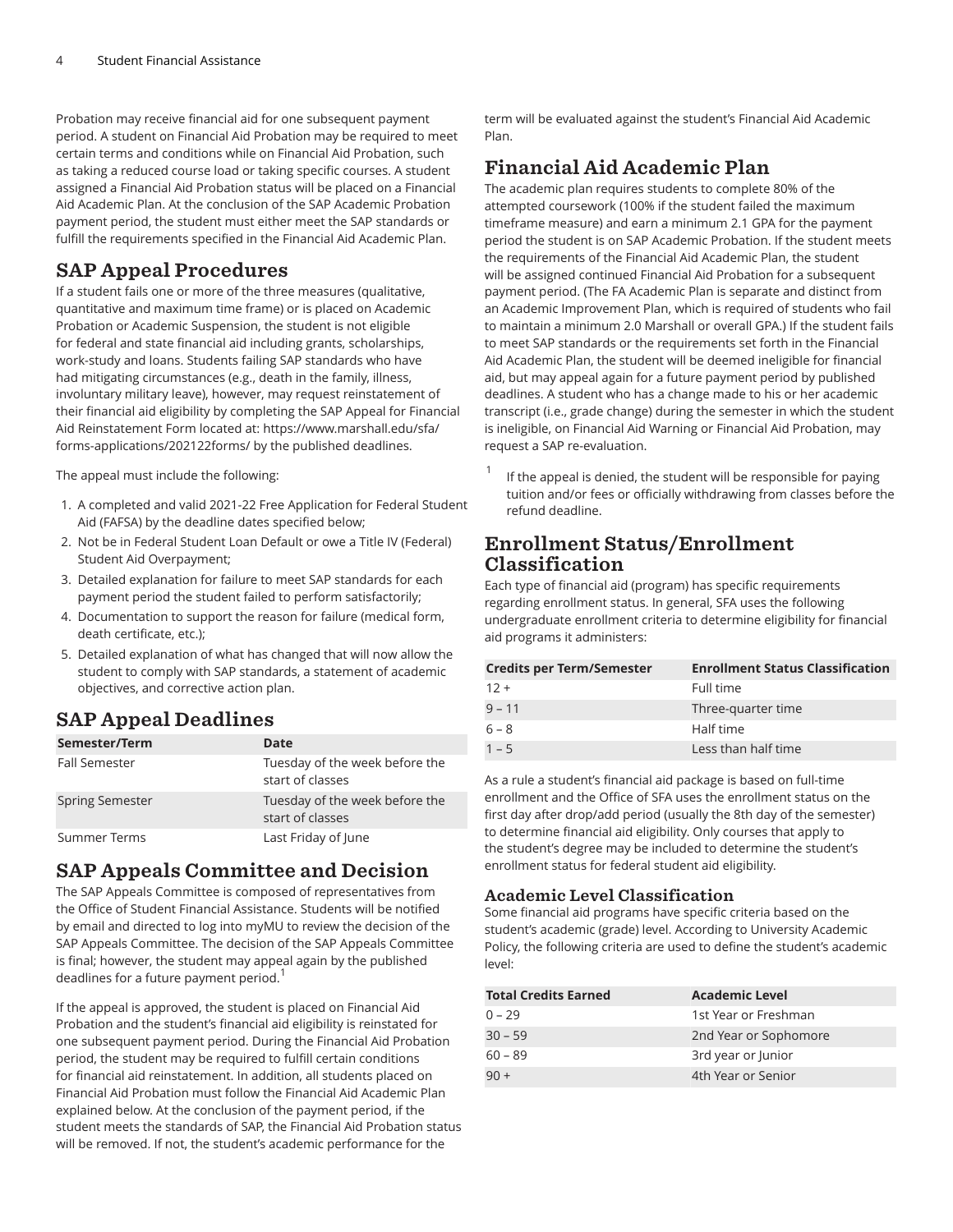Probation may receive financial aid for one subsequent payment period. A student on Financial Aid Probation may be required to meet certain terms and conditions while on Financial Aid Probation, such as taking a reduced course load or taking specific courses. A student assigned a Financial Aid Probation status will be placed on a Financial Aid Academic Plan. At the conclusion of the SAP Academic Probation payment period, the student must either meet the SAP standards or fulfill the requirements specified in the Financial Aid Academic Plan.

## SAP Appeal Procedures

If a student fails one or more of the three measures (qualitative, quantitative and maximum time frame) or is placed on Academic Probation or Academic Suspension, the student is not eligible for federal and state financial aid including grants, scholarships, work-study and loans. Students failing SAP standards who have had mitigating circumstances (e.g., death in the family, illness, involuntary military leave), however, may request reinstatement of their financial aid eligibility by completing the SAP Appeal for Financial Aid Reinstatement Form located at: https://www.marshall.edu/sfa/forms-applications/202122forms/ by the published deadlines.

The appeal must include the following:

1. A completed and valid 2021-22 Free Application for Federal Student Aid (FAFSA) by the deadline dates specified below;
2. Not be in Federal Student Loan Default or owe a Title IV (Federal) Student Aid Overpayment;
3. Detailed explanation for failure to meet SAP standards for each payment period the student failed to perform satisfactorily;
4. Documentation to support the reason for failure (medical form, death certificate, etc.);
5. Detailed explanation of what has changed that will now allow the student to comply with SAP standards, a statement of academic objectives, and corrective action plan.

## SAP Appeal Deadlines

| Semester/Term | Date |
|---|---|
| Fall Semester | Tuesday of the week before the start of classes |
| Spring Semester | Tuesday of the week before the start of classes |
| Summer Terms | Last Friday of June |

## SAP Appeals Committee and Decision

The SAP Appeals Committee is composed of representatives from the Office of Student Financial Assistance. Students will be notified by email and directed to log into myMU to review the decision of the SAP Appeals Committee. The decision of the SAP Appeals Committee is final; however, the student may appeal again by the published deadlines for a future payment period.[1]

If the appeal is approved, the student is placed on Financial Aid Probation and the student's financial aid eligibility is reinstated for one subsequent payment period. During the Financial Aid Probation period, the student may be required to fulfill certain conditions for financial aid reinstatement. In addition, all students placed on Financial Aid Probation must follow the Financial Aid Academic Plan explained below. At the conclusion of the payment period, if the student meets the standards of SAP, the Financial Aid Probation status will be removed. If not, the student's academic performance for the term will be evaluated against the student's Financial Aid Academic Plan.

## Financial Aid Academic Plan

The academic plan requires students to complete 80% of the attempted coursework (100% if the student failed the maximum timeframe measure) and earn a minimum 2.1 GPA for the payment period the student is on SAP Academic Probation. If the student meets the requirements of the Financial Aid Academic Plan, the student will be assigned continued Financial Aid Probation for a subsequent payment period. (The FA Academic Plan is separate and distinct from an Academic Improvement Plan, which is required of students who fail to maintain a minimum 2.0 Marshall or overall GPA.) If the student fails to meet SAP standards or the requirements set forth in the Financial Aid Academic Plan, the student will be deemed ineligible for financial aid, but may appeal again for a future payment period by published deadlines. A student who has a change made to his or her academic transcript (i.e., grade change) during the semester in which the student is ineligible, on Financial Aid Warning or Financial Aid Probation, may request a SAP re-evaluation.

[1] If the appeal is denied, the student will be responsible for paying tuition and/or fees or officially withdrawing from classes before the refund deadline.

## Enrollment Status/Enrollment Classification

Each type of financial aid (program) has specific requirements regarding enrollment status. In general, SFA uses the following undergraduate enrollment criteria to determine eligibility for financial aid programs it administers:

| Credits per Term/Semester | Enrollment Status Classification |
|---|---|
| 12 + | Full time |
| 9 – 11 | Three-quarter time |
| 6 – 8 | Half time |
| 1 – 5 | Less than half time |

As a rule a student's financial aid package is based on full-time enrollment and the Office of SFA uses the enrollment status on the first day after drop/add period (usually the 8th day of the semester) to determine financial aid eligibility. Only courses that apply to the student's degree may be included to determine the student's enrollment status for federal student aid eligibility.

### Academic Level Classification

Some financial aid programs have specific criteria based on the student's academic (grade) level. According to University Academic Policy, the following criteria are used to define the student's academic level:

| Total Credits Earned | Academic Level |
|---|---|
| 0 – 29 | 1st Year or Freshman |
| 30 – 59 | 2nd Year or Sophomore |
| 60 – 89 | 3rd year or Junior |
| 90 + | 4th Year or Senior |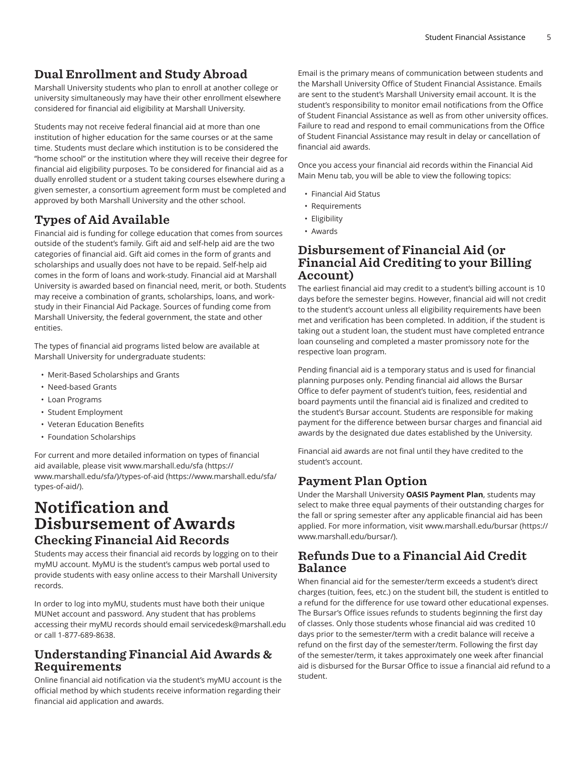## Dual Enrollment and Study Abroad

Marshall University students who plan to enroll at another college or university simultaneously may have their other enrollment elsewhere considered for financial aid eligibility at Marshall University.

Students may not receive federal financial aid at more than one institution of higher education for the same courses or at the same time. Students must declare which institution is to be considered the "home school" or the institution where they will receive their degree for financial aid eligibility purposes. To be considered for financial aid as a dually enrolled student or a student taking courses elsewhere during a given semester, a consortium agreement form must be completed and approved by both Marshall University and the other school.

## Types of Aid Available

Financial aid is funding for college education that comes from sources outside of the student's family. Gift aid and self-help aid are the two categories of financial aid. Gift aid comes in the form of grants and scholarships and usually does not have to be repaid. Self-help aid comes in the form of loans and work-study. Financial aid at Marshall University is awarded based on financial need, merit, or both. Students may receive a combination of grants, scholarships, loans, and work-study in their Financial Aid Package. Sources of funding come from Marshall University, the federal government, the state and other entities.

The types of financial aid programs listed below are available at Marshall University for undergraduate students:

- Merit-Based Scholarships and Grants
- Need-based Grants
- Loan Programs
- Student Employment
- Veteran Education Benefits
- Foundation Scholarships

For current and more detailed information on types of financial aid available, please visit www.marshall.edu/sfa (https://www.marshall.edu/sfa/)/types-of-aid (https://www.marshall.edu/sfa/types-of-aid/).

# Notification and Disbursement of Awards

## Checking Financial Aid Records

Students may access their financial aid records by logging on to their myMU account. MyMU is the student's campus web portal used to provide students with easy online access to their Marshall University records.

In order to log into myMU, students must have both their unique MUNet account and password. Any student that has problems accessing their myMU records should email servicedesk@marshall.edu or call 1-877-689-8638.

## Understanding Financial Aid Awards & Requirements

Online financial aid notification via the student's myMU account is the official method by which students receive information regarding their financial aid application and awards.

Email is the primary means of communication between students and the Marshall University Office of Student Financial Assistance. Emails are sent to the student's Marshall University email account. It is the student's responsibility to monitor email notifications from the Office of Student Financial Assistance as well as from other university offices. Failure to read and respond to email communications from the Office of Student Financial Assistance may result in delay or cancellation of financial aid awards.

Once you access your financial aid records within the Financial Aid Main Menu tab, you will be able to view the following topics:

- Financial Aid Status
- Requirements
- Eligibility
- Awards

## Disbursement of Financial Aid (or Financial Aid Crediting to your Billing Account)

The earliest financial aid may credit to a student's billing account is 10 days before the semester begins. However, financial aid will not credit to the student's account unless all eligibility requirements have been met and verification has been completed. In addition, if the student is taking out a student loan, the student must have completed entrance loan counseling and completed a master promissory note for the respective loan program.

Pending financial aid is a temporary status and is used for financial planning purposes only. Pending financial aid allows the Bursar Office to defer payment of student's tuition, fees, residential and board payments until the financial aid is finalized and credited to the student's Bursar account. Students are responsible for making payment for the difference between bursar charges and financial aid awards by the designated due dates established by the University.

Financial aid awards are not final until they have credited to the student's account.

## Payment Plan Option

Under the Marshall University **OASIS Payment Plan**, students may select to make three equal payments of their outstanding charges for the fall or spring semester after any applicable financial aid has been applied. For more information, visit www.marshall.edu/bursar (https://www.marshall.edu/bursar/).

## Refunds Due to a Financial Aid Credit Balance

When financial aid for the semester/term exceeds a student's direct charges (tuition, fees, etc.) on the student bill, the student is entitled to a refund for the difference for use toward other educational expenses. The Bursar's Office issues refunds to students beginning the first day of classes. Only those students whose financial aid was credited 10 days prior to the semester/term with a credit balance will receive a refund on the first day of the semester/term. Following the first day of the semester/term, it takes approximately one week after financial aid is disbursed for the Bursar Office to issue a financial aid refund to a student.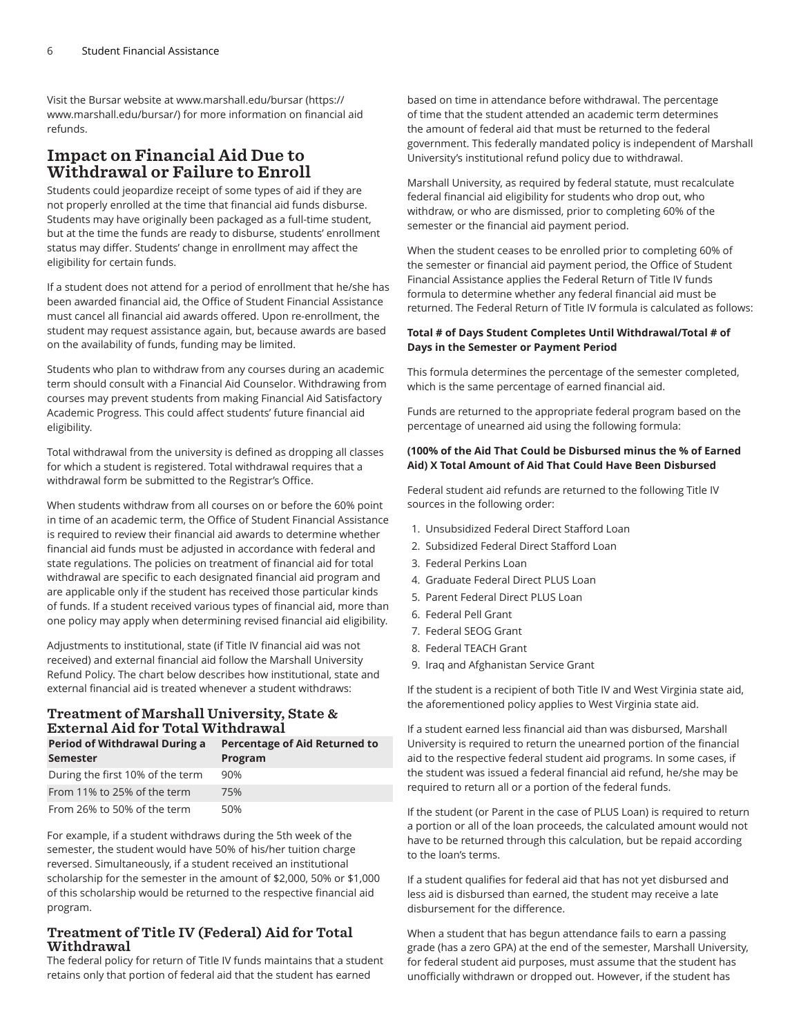Visit the Bursar website at www.marshall.edu/bursar (https://www.marshall.edu/bursar/) for more information on financial aid refunds.

## Impact on Financial Aid Due to Withdrawal or Failure to Enroll

Students could jeopardize receipt of some types of aid if they are not properly enrolled at the time that financial aid funds disburse. Students may have originally been packaged as a full-time student, but at the time the funds are ready to disburse, students' enrollment status may differ. Students' change in enrollment may affect the eligibility for certain funds.

If a student does not attend for a period of enrollment that he/she has been awarded financial aid, the Office of Student Financial Assistance must cancel all financial aid awards offered. Upon re-enrollment, the student may request assistance again, but, because awards are based on the availability of funds, funding may be limited.

Students who plan to withdraw from any courses during an academic term should consult with a Financial Aid Counselor. Withdrawing from courses may prevent students from making Financial Aid Satisfactory Academic Progress. This could affect students' future financial aid eligibility.

Total withdrawal from the university is defined as dropping all classes for which a student is registered. Total withdrawal requires that a withdrawal form be submitted to the Registrar's Office.

When students withdraw from all courses on or before the 60% point in time of an academic term, the Office of Student Financial Assistance is required to review their financial aid awards to determine whether financial aid funds must be adjusted in accordance with federal and state regulations. The policies on treatment of financial aid for total withdrawal are specific to each designated financial aid program and are applicable only if the student has received those particular kinds of funds. If a student received various types of financial aid, more than one policy may apply when determining revised financial aid eligibility.

Adjustments to institutional, state (if Title IV financial aid was not received) and external financial aid follow the Marshall University Refund Policy. The chart below describes how institutional, state and external financial aid is treated whenever a student withdraws:

### Treatment of Marshall University, State & External Aid for Total Withdrawal

| Period of Withdrawal During a Semester | Percentage of Aid Returned to Program |
|---|---|
| During the first 10% of the term | 90% |
| From 11% to 25% of the term | 75% |
| From 26% to 50% of the term | 50% |

For example, if a student withdraws during the 5th week of the semester, the student would have 50% of his/her tuition charge reversed. Simultaneously, if a student received an institutional scholarship for the semester in the amount of $2,000, 50% or $1,000 of this scholarship would be returned to the respective financial aid program.

### Treatment of Title IV (Federal) Aid for Total Withdrawal

The federal policy for return of Title IV funds maintains that a student retains only that portion of federal aid that the student has earned based on time in attendance before withdrawal. The percentage of time that the student attended an academic term determines the amount of federal aid that must be returned to the federal government. This federally mandated policy is independent of Marshall University's institutional refund policy due to withdrawal.

Marshall University, as required by federal statute, must recalculate federal financial aid eligibility for students who drop out, who withdraw, or who are dismissed, prior to completing 60% of the semester or the financial aid payment period.

When the student ceases to be enrolled prior to completing 60% of the semester or financial aid payment period, the Office of Student Financial Assistance applies the Federal Return of Title IV funds formula to determine whether any federal financial aid must be returned. The Federal Return of Title IV formula is calculated as follows:

**Total # of Days Student Completes Until Withdrawal/Total # of Days in the Semester or Payment Period**

This formula determines the percentage of the semester completed, which is the same percentage of earned financial aid.

Funds are returned to the appropriate federal program based on the percentage of unearned aid using the following formula:

**(100% of the Aid That Could be Disbursed minus the % of Earned Aid) X Total Amount of Aid That Could Have Been Disbursed**

Federal student aid refunds are returned to the following Title IV sources in the following order:

1. Unsubsidized Federal Direct Stafford Loan
2. Subsidized Federal Direct Stafford Loan
3. Federal Perkins Loan
4. Graduate Federal Direct PLUS Loan
5. Parent Federal Direct PLUS Loan
6. Federal Pell Grant
7. Federal SEOG Grant
8. Federal TEACH Grant
9. Iraq and Afghanistan Service Grant

If the student is a recipient of both Title IV and West Virginia state aid, the aforementioned policy applies to West Virginia state aid.

If a student earned less financial aid than was disbursed, Marshall University is required to return the unearned portion of the financial aid to the respective federal student aid programs. In some cases, if the student was issued a federal financial aid refund, he/she may be required to return all or a portion of the federal funds.

If the student (or Parent in the case of PLUS Loan) is required to return a portion or all of the loan proceeds, the calculated amount would not have to be returned through this calculation, but be repaid according to the loan's terms.

If a student qualifies for federal aid that has not yet disbursed and less aid is disbursed than earned, the student may receive a late disbursement for the difference.

When a student that has begun attendance fails to earn a passing grade (has a zero GPA) at the end of the semester, Marshall University, for federal student aid purposes, must assume that the student has unofficially withdrawn or dropped out. However, if the student has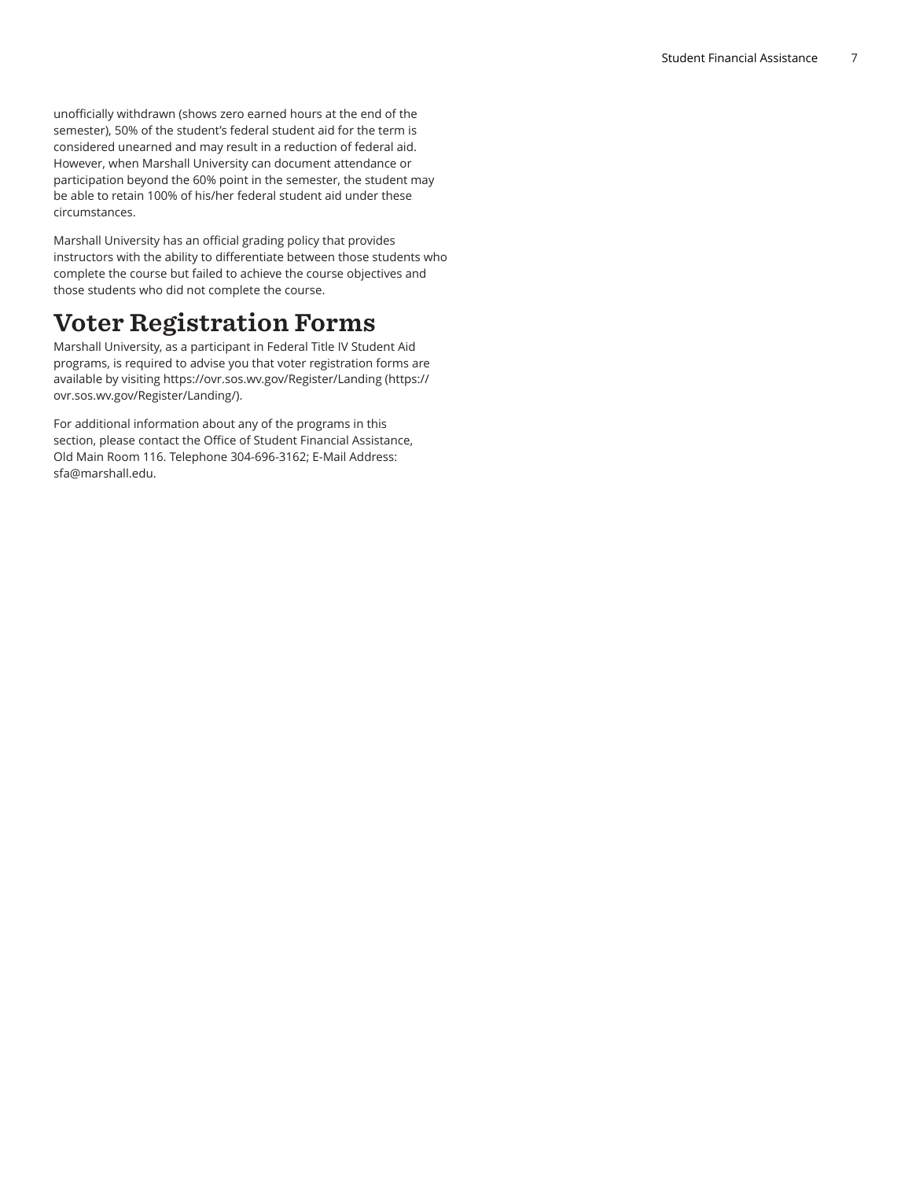unofficially withdrawn (shows zero earned hours at the end of the semester), 50% of the student's federal student aid for the term is considered unearned and may result in a reduction of federal aid. However, when Marshall University can document attendance or participation beyond the 60% point in the semester, the student may be able to retain 100% of his/her federal student aid under these circumstances.

Marshall University has an official grading policy that provides instructors with the ability to differentiate between those students who complete the course but failed to achieve the course objectives and those students who did not complete the course.

## Voter Registration Forms

Marshall University, as a participant in Federal Title IV Student Aid programs, is required to advise you that voter registration forms are available by visiting https://ovr.sos.wv.gov/Register/Landing (https://ovr.sos.wv.gov/Register/Landing/).

For additional information about any of the programs in this section, please contact the Office of Student Financial Assistance, Old Main Room 116. Telephone 304-696-3162; E-Mail Address: sfa@marshall.edu.